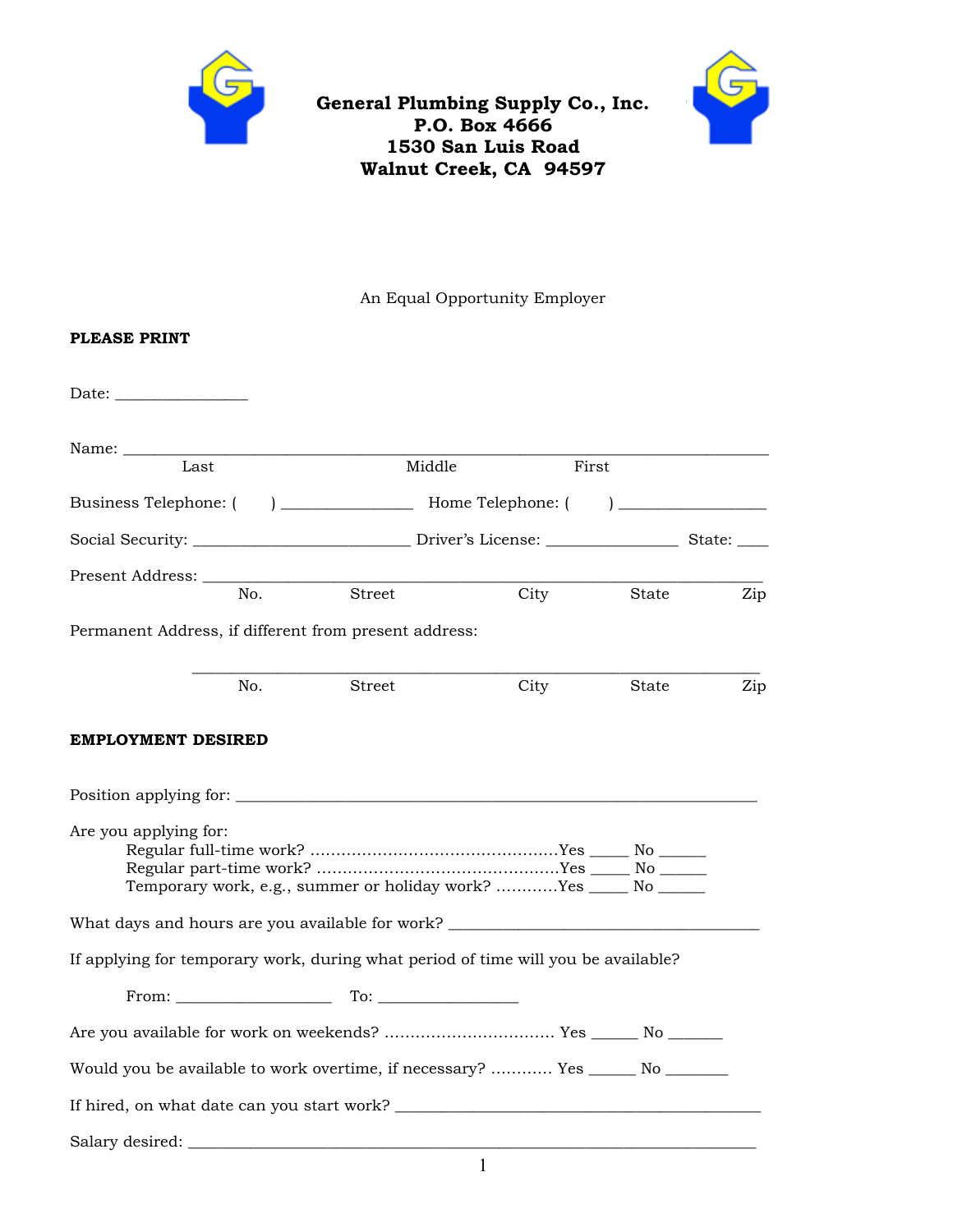**General Plumbing Supply Co., Inc.**
**P.O. Box 4666**
**1530 San Luis Road**
**Walnut Creek, CA 94597**

An Equal Opportunity Employer

**PLEASE PRINT**

Date: ________________

Name: ______________________________________________________________________________
Last Middle First

Business Telephone: ( ) ________________ Home Telephone: ( ) __________________

Social Security: __________________________ Driver's License: ________________ State: ____

Present Address: ____________________________________________________________________
No. Street City State Zip

Permanent Address, if different from present address:

_____________________________________________________________________
No. Street City State Zip

**EMPLOYMENT DESIRED**

Position applying for: _______________________________________________________________

Are you applying for:

Regular full-time work? ................................................Yes _____ No ______
Regular part-time work? ...............................................Yes _____ No ______
Temporary work, e.g., summer or holiday work? ............Yes _____ No ______

What days and hours are you available for work? _____________________________________

If applying for temporary work, during what period of time will you be available?

From: ___________________ To: _________________

Are you available for work on weekends? ................................ Yes ______ No _______

Would you be available to work overtime, if necessary? ............ Yes ______ No ________

If hired, on what date can you start work? ____________________________________________

Salary desired: _____________________________________________________________________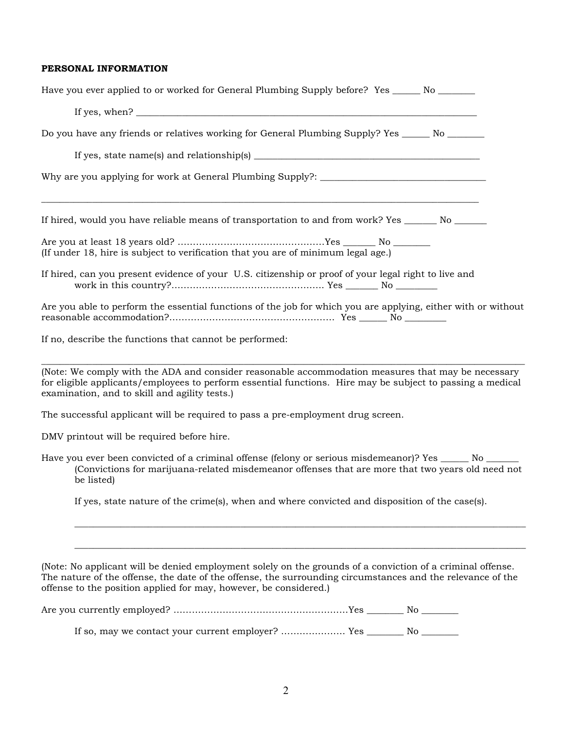**PERSONAL INFORMATION**

Have you ever applied to or worked for General Plumbing Supply before? Yes ______ No ________

If yes, when? ___________________________________________________________________________

Do you have any friends or relatives working for General Plumbing Supply? Yes ______ No ________

If yes, state name(s) and relationship(s) _________________________________________________

Why are you applying for work at General Plumbing Supply?: ___________________________________

_____________________________________________________________________________________________

If hired, would you have reliable means of transportation to and from work? Yes _______ No _______

Are you at least 18 years old? ………………………………………….Yes _______ No ________
(If under 18, hire is subject to verification that you are of minimum legal age.)

If hired, can you present evidence of your U.S. citizenship or proof of your legal right to live and work in this country?…………………………………………. Yes _______ No _________

Are you able to perform the essential functions of the job for which you are applying, either with or without reasonable accommodation?……………………………………………. Yes ______ No _________

If no, describe the functions that cannot be performed:

_____________________________________________________________________________________________

(Note: We comply with the ADA and consider reasonable accommodation measures that may be necessary for eligible applicants/employees to perform essential functions. Hire may be subject to passing a medical examination, and to skill and agility tests.)

The successful applicant will be required to pass a pre-employment drug screen.

DMV printout will be required before hire.

Have you ever been convicted of a criminal offense (felony or serious misdemeanor)? Yes ______ No _______
(Convictions for marijuana-related misdemeanor offenses that are more that two years old need not be listed)

If yes, state nature of the crime(s), when and where convicted and disposition of the case(s).

_____________________________________________________________________________________________

_____________________________________________________________________________________________

(Note: No applicant will be denied employment solely on the grounds of a conviction of a criminal offense. The nature of the offense, the date of the offense, the surrounding circumstances and the relevance of the offense to the position applied for may, however, be considered.)

Are you currently employed? ………………………………………………..Yes ________ No ________

If so, may we contact your current employer? ………………… Yes ________ No ________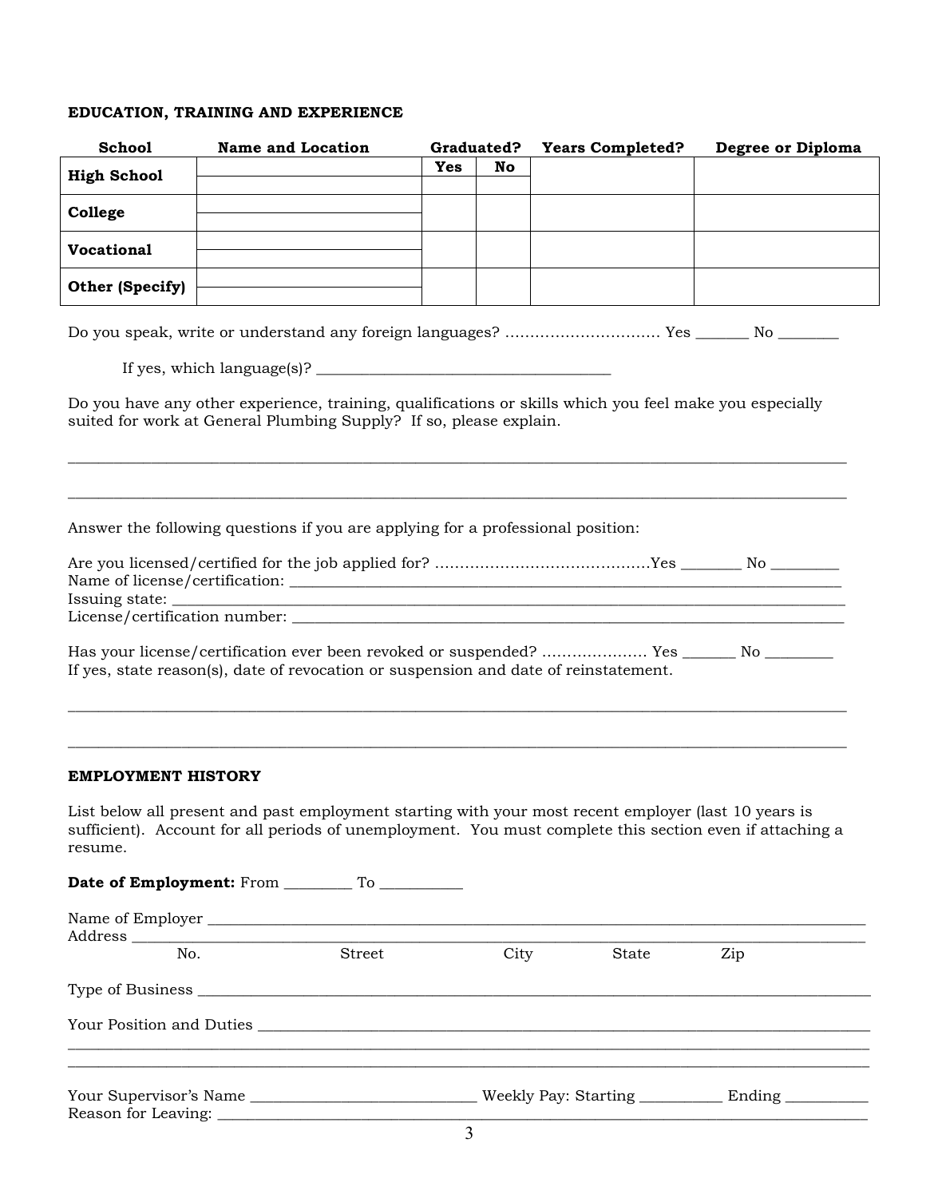**EDUCATION, TRAINING AND EXPERIENCE**

| School | Name and Location | Graduated? | | Years Completed? | Degree or Diploma |
|---|---|---|---|---|---|
| | | Yes | No | | |
| **High School** | | | | | |
| **College** | | | | | |
| **Vocational** | | | | | |
| **Other (Specify)** | | | | | |

Do you speak, write or understand any foreign languages? ............................... Yes _______ No ________

If yes, which language(s)? ______________________________________

Do you have any other experience, training, qualifications or skills which you feel make you especially suited for work at General Plumbing Supply? If so, please explain.

_______________________________________________________________________________________

_______________________________________________________________________________________

Answer the following questions if you are applying for a professional position:

Are you licensed/certified for the job applied for? ..........................................Yes ________ No _________
Name of license/certification: ___________________________________________________________________
Issuing state: ______________________________________________________________________________
License/certification number: ___________________________________________________________________

Has your license/certification ever been revoked or suspended? ..................... Yes _______ No _________
If yes, state reason(s), date of revocation or suspension and date of reinstatement.

_______________________________________________________________________________________

_______________________________________________________________________________________

**EMPLOYMENT HISTORY**

List below all present and past employment starting with your most recent employer (last 10 years is sufficient). Account for all periods of unemployment. You must complete this section even if attaching a resume.

**Date of Employment:** From _________ To ___________

Name of Employer ____________________________________________________________________________
Address ____________________________________________________________________________________
No. Street City State Zip

Type of Business _____________________________________________________________________________

Your Position and Duties _______________________________________________________________________
_______________________________________________________________________________________
_______________________________________________________________________________________

Your Supervisor's Name _____________________________ Weekly Pay: Starting ___________ Ending ___________
Reason for Leaving: ___________________________________________________________________________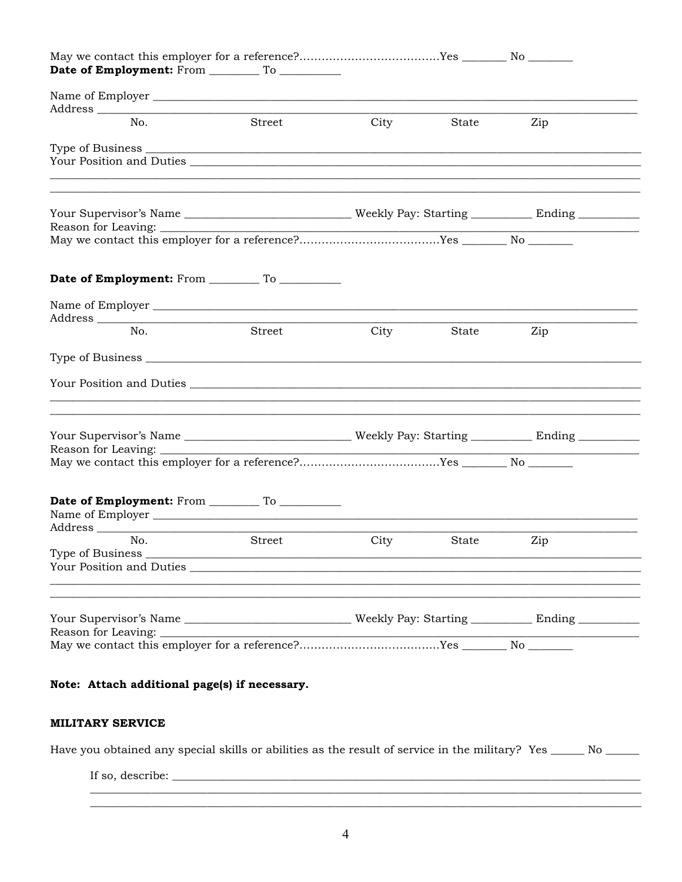May we contact this employer for a reference?……………………………….Yes _______ No _______
**Date of Employment:** From ________ To __________

Name of Employer ______________________________________________________________________________
Address ______________________________________________________________________________________
No. Street City State Zip

Type of Business _______________________________________________________________________________
Your Position and Duties ________________________________________________________________________
_____________________________________________________________________________________________
_____________________________________________________________________________________________

Your Supervisor's Name ___________________________ Weekly Pay: Starting __________ Ending __________
Reason for Leaving: _____________________________________________________________________________
May we contact this employer for a reference?……………………………….Yes _______ No _______

**Date of Employment:** From ________ To __________

Name of Employer ______________________________________________________________________________
Address ______________________________________________________________________________________
No. Street City State Zip

Type of Business _______________________________________________________________________________

Your Position and Duties ________________________________________________________________________
_____________________________________________________________________________________________
_____________________________________________________________________________________________

Your Supervisor's Name ___________________________ Weekly Pay: Starting __________ Ending __________
Reason for Leaving: _____________________________________________________________________________
May we contact this employer for a reference?……………………………….Yes _______ No _______

**Date of Employment:** From ________ To __________
Name of Employer ______________________________________________________________________________
Address ______________________________________________________________________________________
No. Street City State Zip
Type of Business _______________________________________________________________________________
Your Position and Duties ________________________________________________________________________
_____________________________________________________________________________________________
_____________________________________________________________________________________________

Your Supervisor's Name ___________________________ Weekly Pay: Starting __________ Ending __________
Reason for Leaving: _____________________________________________________________________________
May we contact this employer for a reference?……………………………….Yes _______ No _______

**Note: Attach additional page(s) if necessary.**

**MILITARY SERVICE**

Have you obtained any special skills or abilities as the result of service in the military? Yes ______ No ______

If so, describe: ___________________________________________________________________________
_____________________________________________________________________________________________
_____________________________________________________________________________________________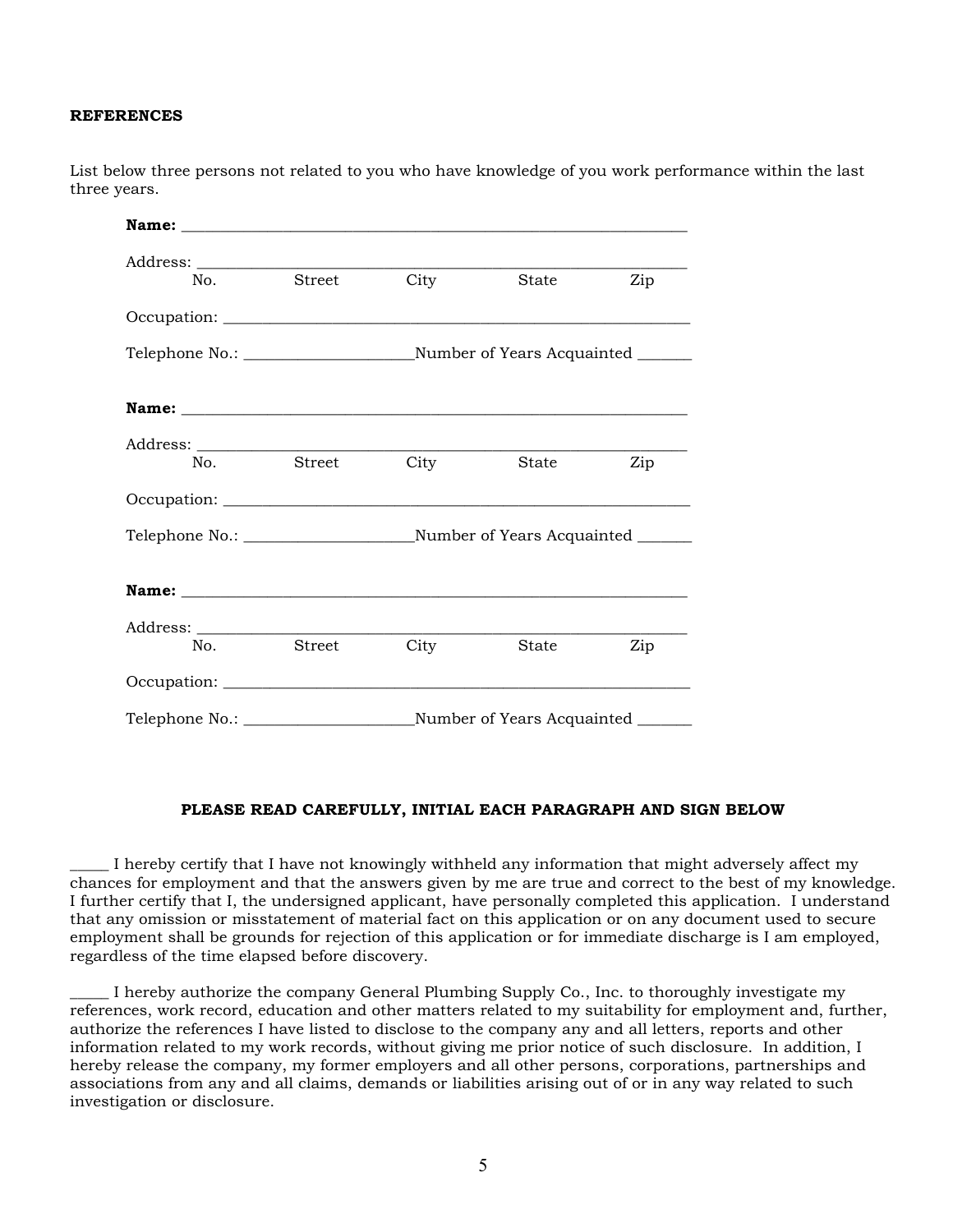**REFERENCES**

List below three persons not related to you who have knowledge of you work performance within the last three years.

**Name:** ____________________________________________________________

Address: ____________________________________________________________
No.    Street    City    State    Zip

Occupation: ____________________________________________________________

Telephone No.: ____________________Number of Years Acquainted ______

**Name:** ____________________________________________________________

Address: ____________________________________________________________
No.    Street    City    State    Zip

Occupation: ____________________________________________________________

Telephone No.: ____________________Number of Years Acquainted ______

**Name:** ____________________________________________________________

Address: ____________________________________________________________
No.    Street    City    State    Zip

Occupation: ____________________________________________________________

Telephone No.: ____________________Number of Years Acquainted ______

**PLEASE READ CAREFULLY, INITIAL EACH PARAGRAPH AND SIGN BELOW**

_____ I hereby certify that I have not knowingly withheld any information that might adversely affect my chances for employment and that the answers given by me are true and correct to the best of my knowledge. I further certify that I, the undersigned applicant, have personally completed this application. I understand that any omission or misstatement of material fact on this application or on any document used to secure employment shall be grounds for rejection of this application or for immediate discharge is I am employed, regardless of the time elapsed before discovery.

_____ I hereby authorize the company General Plumbing Supply Co., Inc. to thoroughly investigate my references, work record, education and other matters related to my suitability for employment and, further, authorize the references I have listed to disclose to the company any and all letters, reports and other information related to my work records, without giving me prior notice of such disclosure. In addition, I hereby release the company, my former employers and all other persons, corporations, partnerships and associations from any and all claims, demands or liabilities arising out of or in any way related to such investigation or disclosure.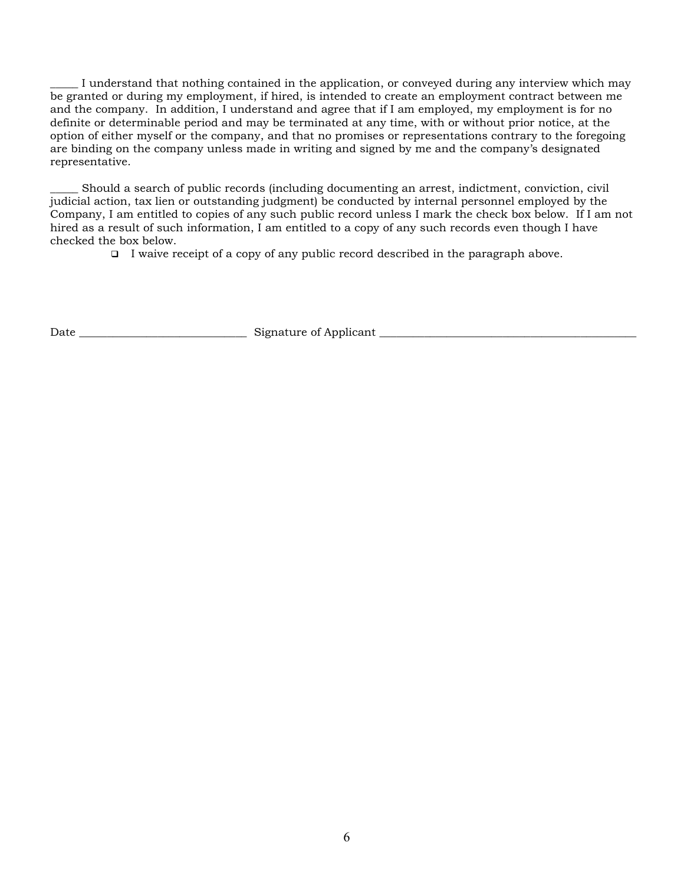_____ I understand that nothing contained in the application, or conveyed during any interview which may be granted or during my employment, if hired, is intended to create an employment contract between me and the company. In addition, I understand and agree that if I am employed, my employment is for no definite or determinable period and may be terminated at any time, with or without prior notice, at the option of either myself or the company, and that no promises or representations contrary to the foregoing are binding on the company unless made in writing and signed by me and the company's designated representative.

_____ Should a search of public records (including documenting an arrest, indictment, conviction, civil judicial action, tax lien or outstanding judgment) be conducted by internal personnel employed by the Company, I am entitled to copies of any such public record unless I mark the check box below. If I am not hired as a result of such information, I am entitled to a copy of any such records even though I have checked the box below.

- ☐ I waive receipt of a copy of any public record described in the paragraph above.

Date _____________________________ Signature of Applicant _____________________________________________